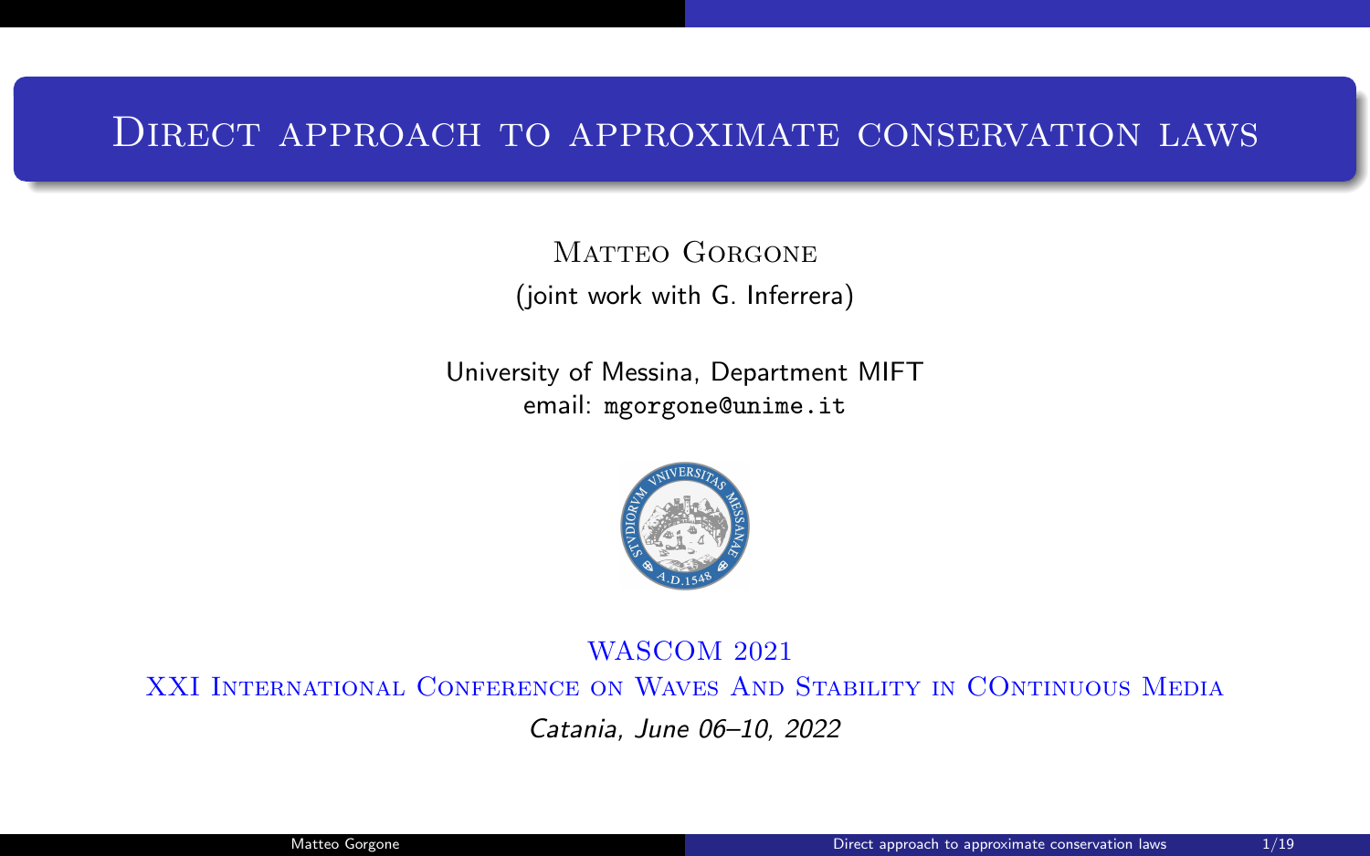# Direct approach to approximate conservation laws

Matteo Gorgone

(joint work with G. Inferrera)

University of Messina, Department MIFT

email: mgorgone@unime.it

WASCOM 2021

XXI International Conference on Waves And Stability in COntinuous Media

*Catania, June 06–10, 2022*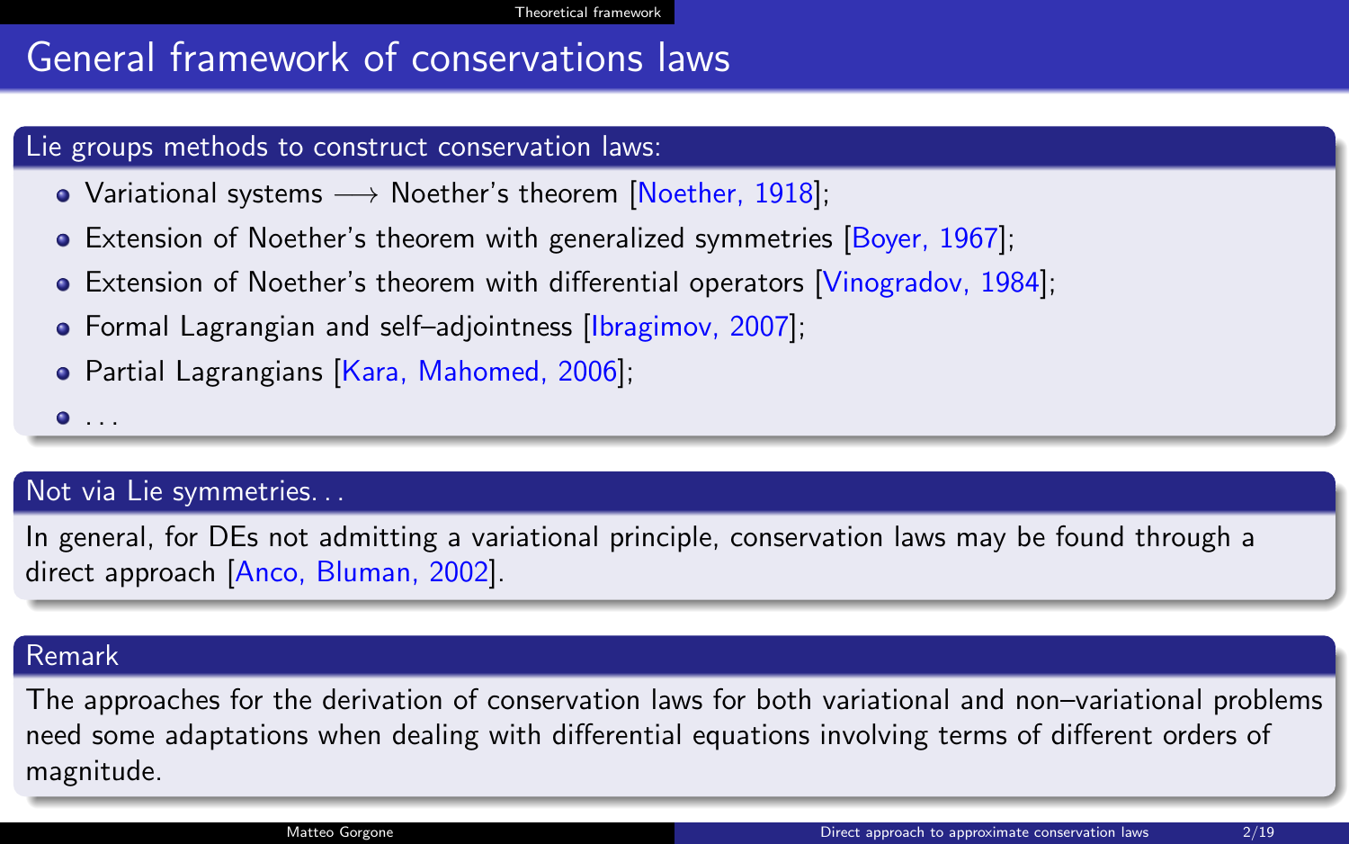# General framework of conservations laws

### Lie groups methods to construct conservation laws:

- Variational systems $\longrightarrow$ Noether's theorem [Noether, 1918];
- Extension of Noether's theorem with generalized symmetries [Boyer, 1967];
- Extension of Noether's theorem with differential operators [Vinogradov, 1984];
- Formal Lagrangian and self–adjointness [Ibragimov, 2007];
- Partial Lagrangians [Kara, Mahomed, 2006];
- ...

### Not via Lie symmetries...

In general, for DEs not admitting a variational principle, conservation laws may be found through a direct approach [Anco, Bluman, 2002].

### Remark

The approaches for the derivation of conservation laws for both variational and non–variational problems need some adaptations when dealing with differential equations involving terms of different orders of magnitude.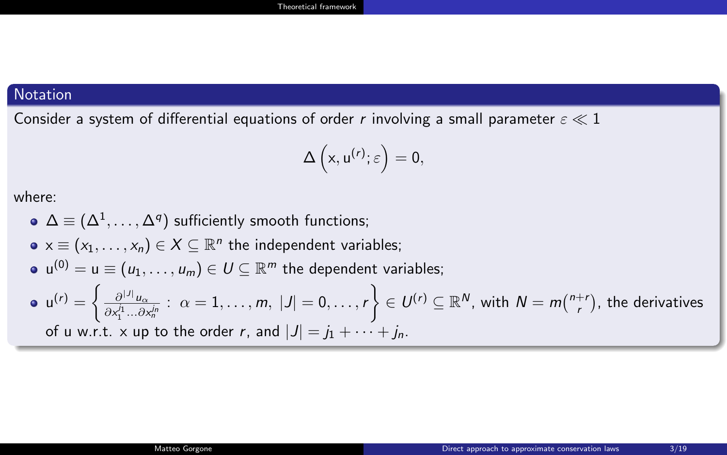## Notation

Consider a system of differential equations of order $r$ involving a small parameter $\varepsilon \ll 1$

$$\Delta\left(\mathrm{x}, \mathrm{u}^{(r)}; \varepsilon\right) = 0,$$

where:

- $\Delta \equiv (\Delta^1, \dots, \Delta^q)$ sufficiently smooth functions;
- $\mathrm{x} \equiv (x_1, \dots, x_n) \in X \subseteq \mathbb{R}^n$ the independent variables;
- $\mathrm{u}^{(0)} = \mathrm{u} \equiv (u_1, \dots, u_m) \in U \subseteq \mathbb{R}^m$ the dependent variables;
- $\mathrm{u}^{(r)} = \left\{ \frac{\partial^{|J|} u_\alpha}{\partial x_1^{j_1} \dots \partial x_n^{j_n}} \,:\, \alpha = 1, \dots, m,\ |J| = 0, \dots, r \right\} \in U^{(r)} \subseteq \mathbb{R}^N$, with $N = m\binom{n+r}{r}$, the derivatives of u w.r.t. x up to the order $r$, and $|J| = j_1 + \cdots + j_n$.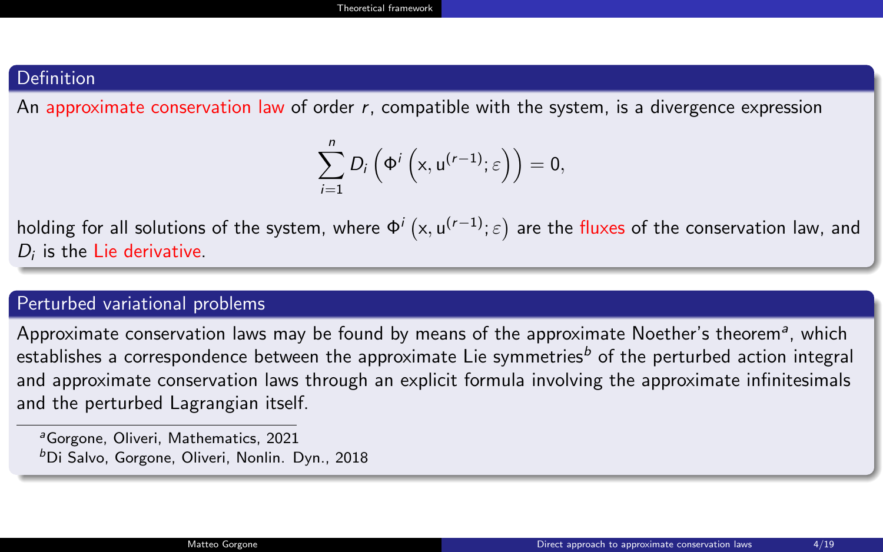### Definition

An approximate conservation law of order $r$, compatible with the system, is a divergence expression

$$\sum_{i=1}^{n} D_i \left( \Phi^i \left( \mathrm{x}, \mathrm{u}^{(r-1)}; \varepsilon \right) \right) = 0,$$

holding for all solutions of the system, where $\Phi^i \left( \mathrm{x}, \mathrm{u}^{(r-1)}; \varepsilon \right)$ are the fluxes of the conservation law, and $D_i$ is the Lie derivative.

### Perturbed variational problems

Approximate conservation laws may be found by means of the approximate Noether's theorem[a], which establishes a correspondence between the approximate Lie symmetries[b] of the perturbed action integral and approximate conservation laws through an explicit formula involving the approximate infinitesimals and the perturbed Lagrangian itself.

[a] Gorgone, Oliveri, Mathematics, 2021

[b] Di Salvo, Gorgone, Oliveri, Nonlin. Dyn., 2018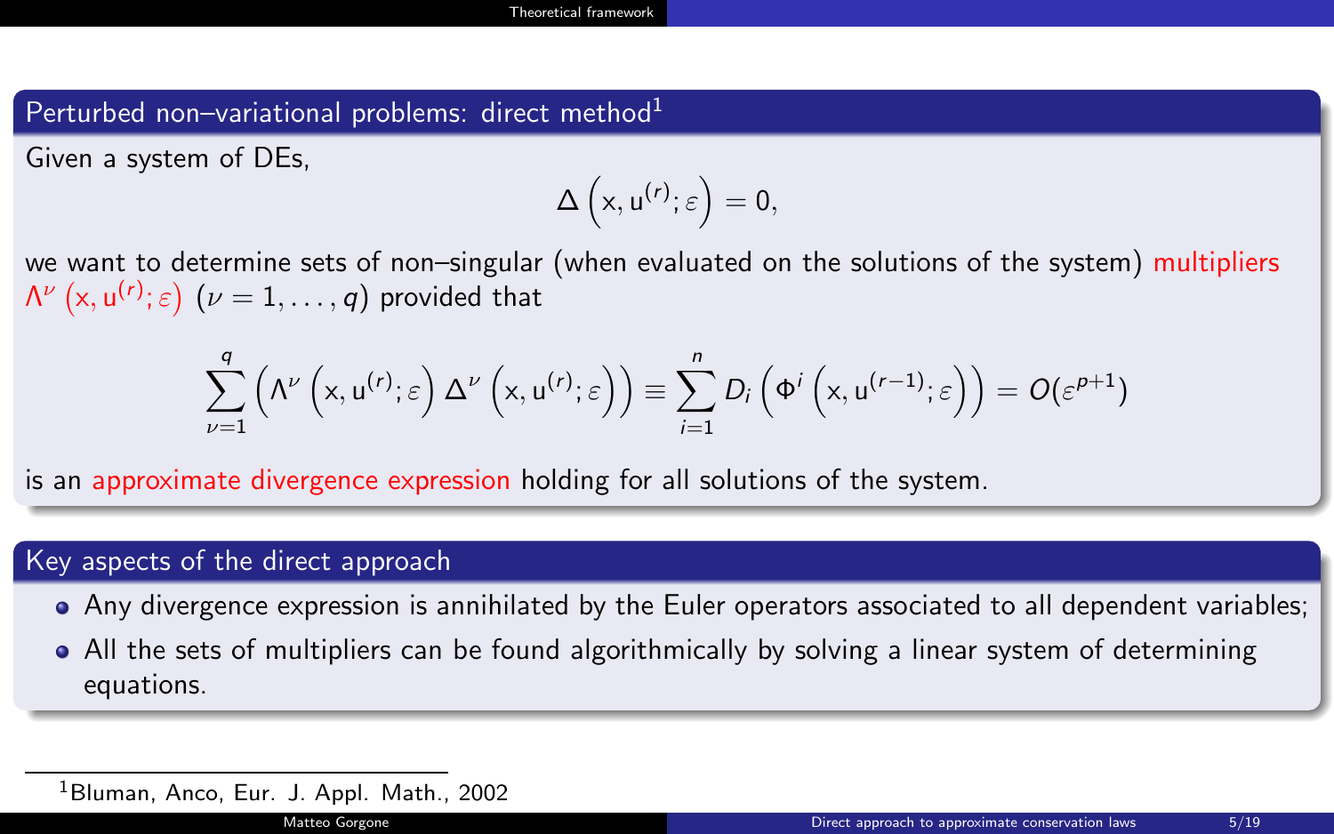## Perturbed non–variational problems: direct method[1]

Given a system of DEs,

$$\Delta\left(x, u^{(r)}; \varepsilon\right) = 0,$$

we want to determine sets of non–singular (when evaluated on the solutions of the system) multipliers $\Lambda^{\nu}\left(x, u^{(r)}; \varepsilon\right)$ $(\nu = 1, \ldots, q)$ provided that

$$\sum_{\nu=1}^{q}\left(\Lambda^{\nu}\left(x, u^{(r)}; \varepsilon\right)\Delta^{\nu}\left(x, u^{(r)}; \varepsilon\right)\right) \equiv \sum_{i=1}^{n} D_i\left(\Phi^i\left(x, u^{(r-1)}; \varepsilon\right)\right) = O(\varepsilon^{p+1})$$

is an approximate divergence expression holding for all solutions of the system.

## Key aspects of the direct approach

- Any divergence expression is annihilated by the Euler operators associated to all dependent variables;
- All the sets of multipliers can be found algorithmically by solving a linear system of determining equations.

[1] Bluman, Anco, Eur. J. Appl. Math., 2002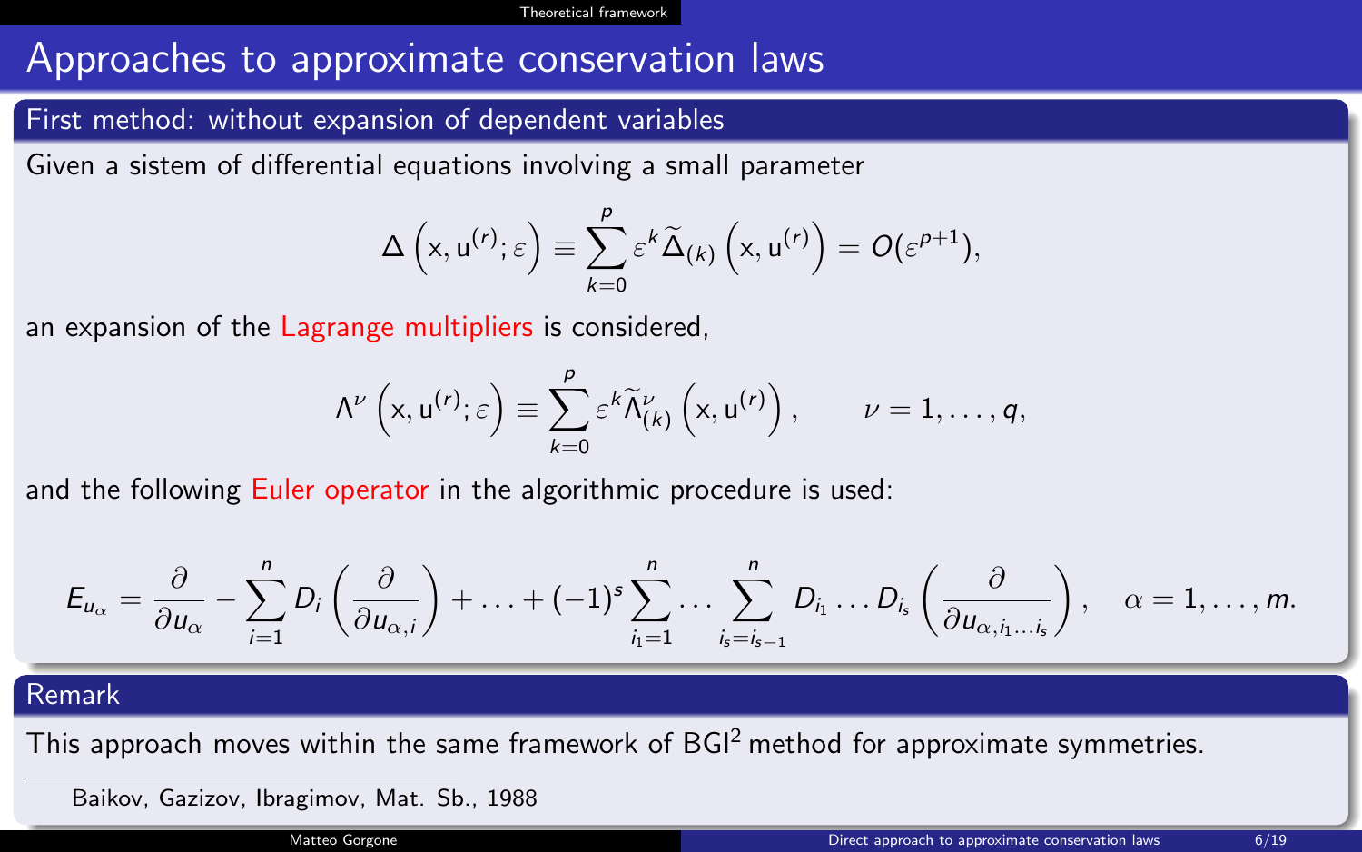# Approaches to approximate conservation laws

## First method: without expansion of dependent variables

Given a sistem of differential equations involving a small parameter

$$\Delta\left(\mathrm{x}, \mathrm{u}^{(r)}; \varepsilon\right) \equiv \sum_{k=0}^{p} \varepsilon^k \widetilde{\Delta}_{(k)}\left(\mathrm{x}, \mathrm{u}^{(r)}\right) = O(\varepsilon^{p+1}),$$

an expansion of the Lagrange multipliers is considered,

$$\Lambda^\nu\left(\mathrm{x}, \mathrm{u}^{(r)}; \varepsilon\right) \equiv \sum_{k=0}^{p} \varepsilon^k \widetilde{\Lambda}^\nu_{(k)}\left(\mathrm{x}, \mathrm{u}^{(r)}\right), \qquad \nu = 1, \dots, q,$$

and the following Euler operator in the algorithmic procedure is used:

$$E_{u_\alpha} = \frac{\partial}{\partial u_\alpha} - \sum_{i=1}^{n} D_i\left(\frac{\partial}{\partial u_{\alpha,i}}\right) + \dots + (-1)^s \sum_{i_1=1}^{n} \dots \sum_{i_s=i_{s-1}}^{n} D_{i_1} \dots D_{i_s}\left(\frac{\partial}{\partial u_{\alpha,i_1\dots i_s}}\right), \quad \alpha = 1, \dots, m.$$

## Remark

This approach moves within the same framework of BGI[2] method for approximate symmetries.

[2] Baikov, Gazizov, Ibragimov, Mat. Sb., 1988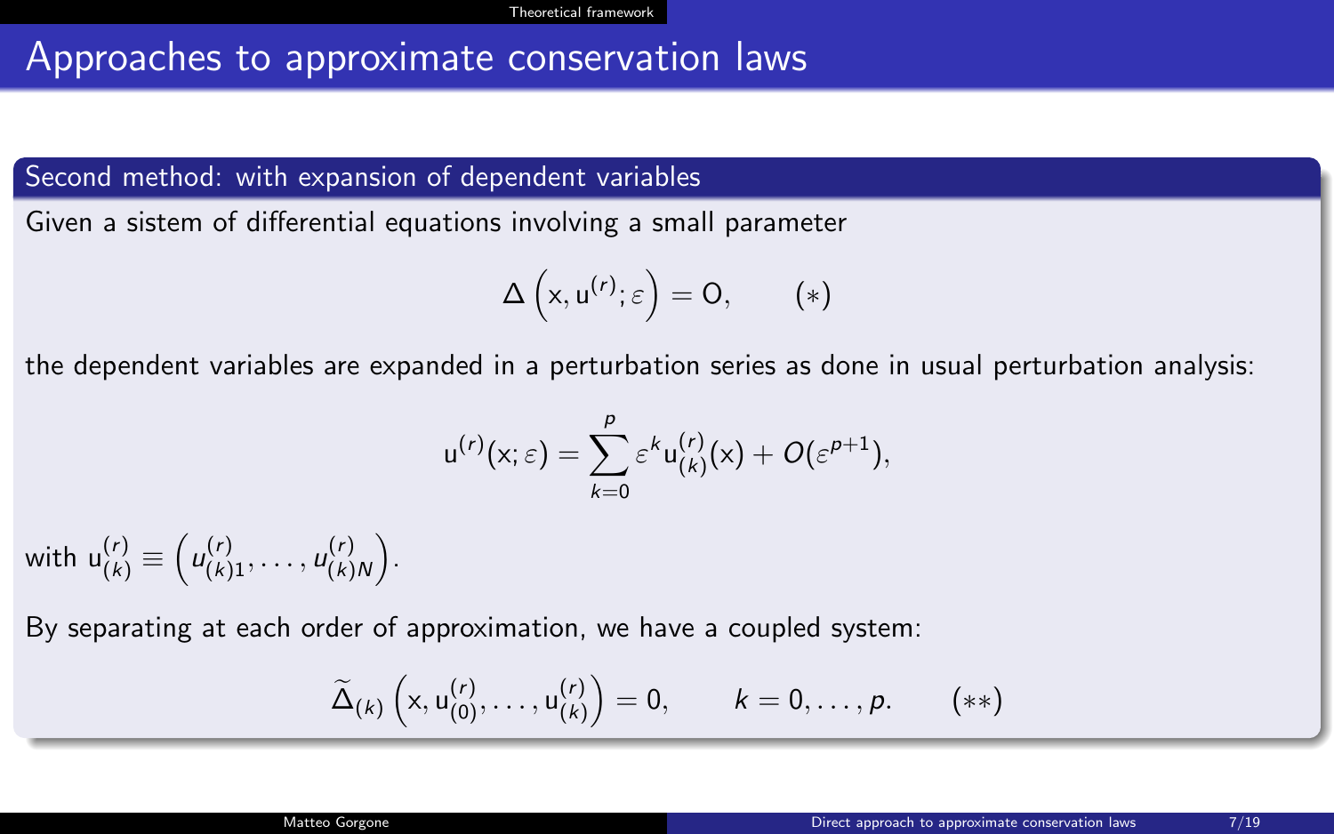# Approaches to approximate conservation laws

## Second method: with expansion of dependent variables

Given a sistem of differential equations involving a small parameter

$$\Delta\left(\mathrm{x}, \mathrm{u}^{(r)}; \varepsilon\right) = 0, \qquad (*)$$

the dependent variables are expanded in a perturbation series as done in usual perturbation analysis:

$$\mathrm{u}^{(r)}(\mathrm{x}; \varepsilon) = \sum_{k=0}^{p} \varepsilon^k \mathrm{u}^{(r)}_{(k)}(\mathrm{x}) + O(\varepsilon^{p+1}),$$

with $\mathrm{u}^{(r)}_{(k)} \equiv \left(u^{(r)}_{(k)1}, \dots, u^{(r)}_{(k)N}\right)$.

By separating at each order of approximation, we have a coupled system:

$$\widetilde{\Delta}_{(k)}\left(\mathrm{x}, \mathrm{u}^{(r)}_{(0)}, \dots, \mathrm{u}^{(r)}_{(k)}\right) = 0, \qquad k = 0, \dots, p. \qquad (**)$$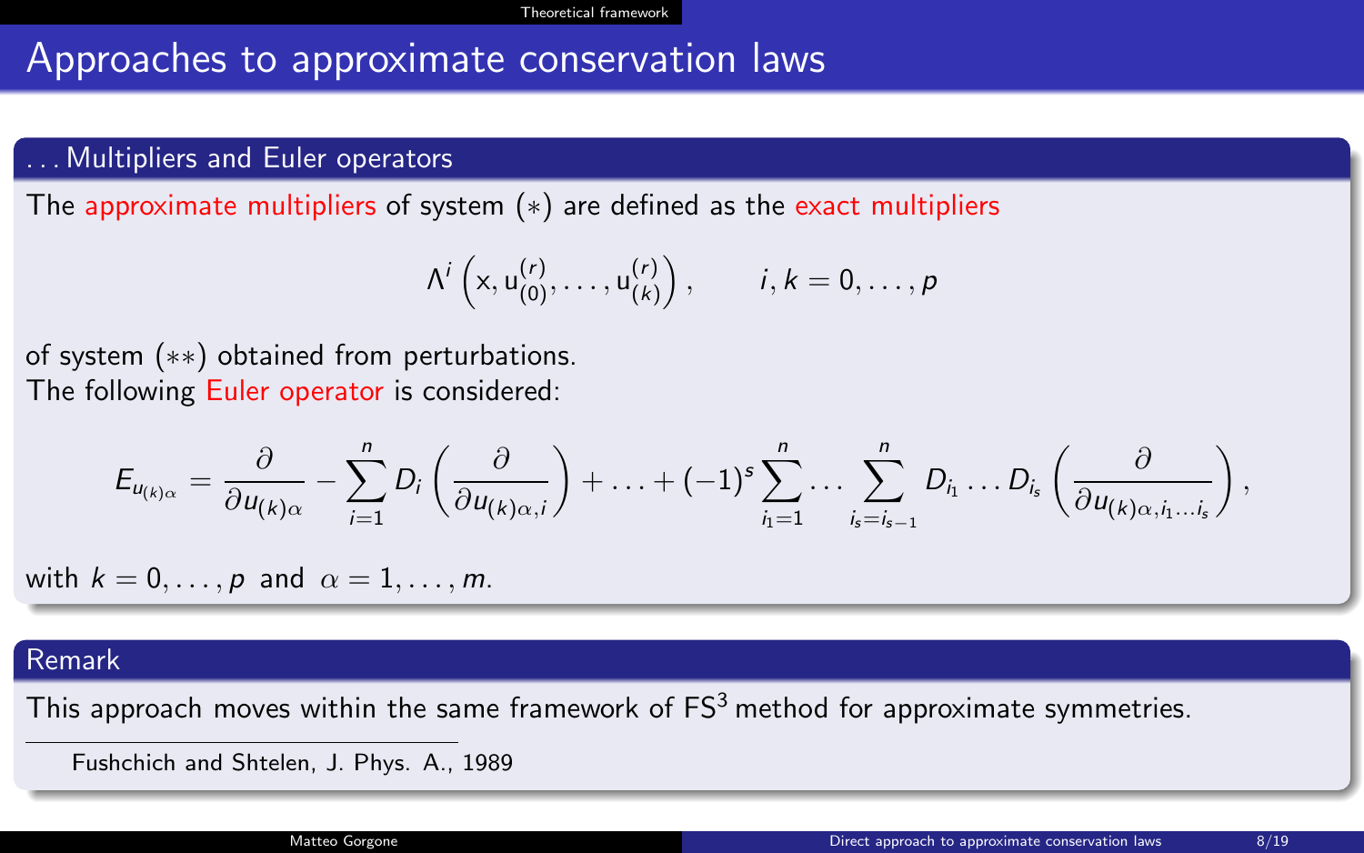# Approaches to approximate conservation laws

## . . . Multipliers and Euler operators

The approximate multipliers of system $(*)$ are defined as the exact multipliers

$$\Lambda^i\left(\mathrm{x}, \mathrm{u}^{(r)}_{(0)}, \ldots, \mathrm{u}^{(r)}_{(k)}\right), \qquad i, k = 0, \ldots, p$$

of system $(**)$ obtained from perturbations.
The following Euler operator is considered:

$$E_{u_{(k)\alpha}} = \frac{\partial}{\partial u_{(k)\alpha}} - \sum_{i=1}^{n} D_i \left(\frac{\partial}{\partial u_{(k)\alpha,i}}\right) + \ldots + (-1)^s \sum_{i_1=1}^{n} \ldots \sum_{i_s=i_{s-1}}^{n} D_{i_1} \ldots D_{i_s}\left(\frac{\partial}{\partial u_{(k)\alpha,i_1\ldots i_s}}\right),$$

with $k = 0, \ldots, p$ and $\alpha = 1, \ldots, m$.

## Remark

This approach moves within the same framework of FS[3] method for approximate symmetries.

[3] Fushchich and Shtelen, J. Phys. A., 1989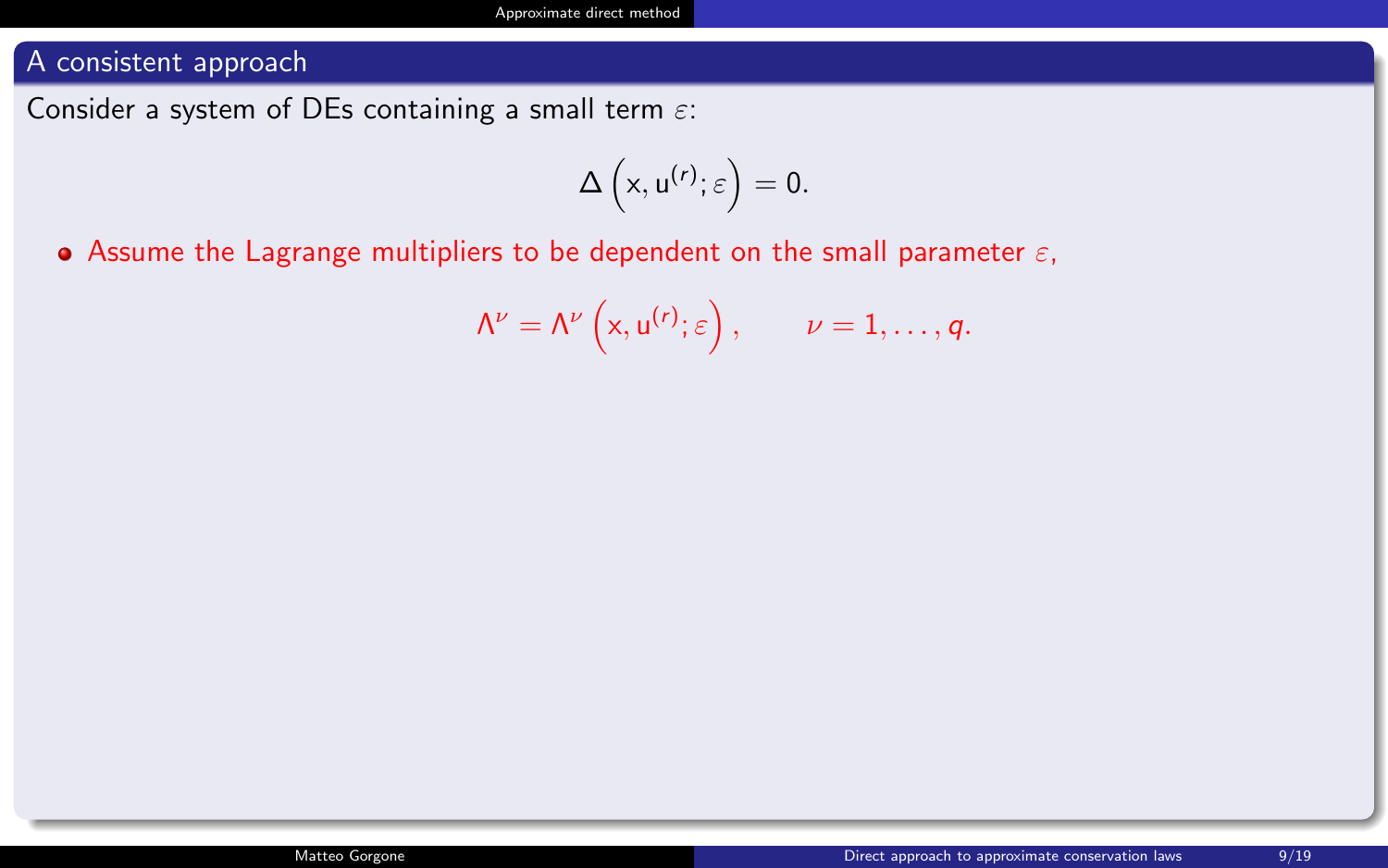## A consistent approach

Consider a system of DEs containing a small term $\varepsilon$:

$$\Delta\left(\mathrm{x}, \mathrm{u}^{(r)}; \varepsilon\right) = 0.$$

- Assume the Lagrange multipliers to be dependent on the small parameter $\varepsilon$,

$$\Lambda^{\nu} = \Lambda^{\nu}\left(\mathrm{x}, \mathrm{u}^{(r)}; \varepsilon\right), \qquad \nu = 1, \ldots, q.$$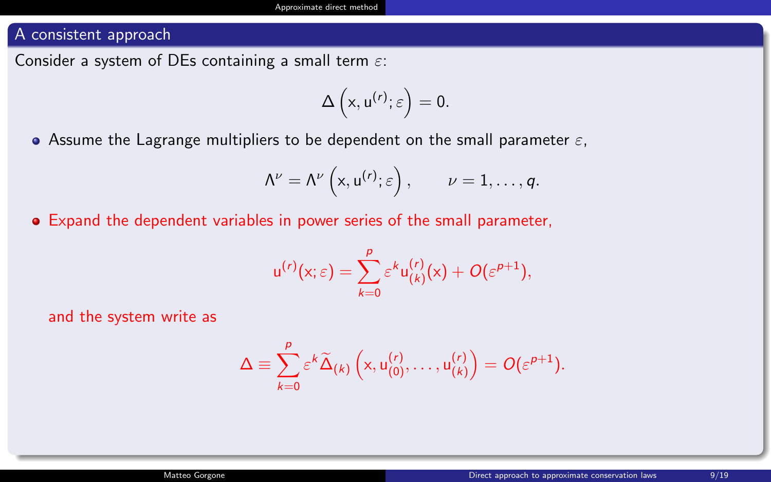## A consistent approach

Consider a system of DEs containing a small term $\varepsilon$:

$$\Delta\left(\mathrm{x}, \mathrm{u}^{(r)}; \varepsilon\right) = 0.$$

- Assume the Lagrange multipliers to be dependent on the small parameter $\varepsilon$,

$$\Lambda^\nu = \Lambda^\nu\left(\mathrm{x}, \mathrm{u}^{(r)}; \varepsilon\right), \qquad \nu = 1, \dots, q.$$

- Expand the dependent variables in power series of the small parameter,

$$\mathrm{u}^{(r)}(\mathrm{x}; \varepsilon) = \sum_{k=0}^{p} \varepsilon^k \mathrm{u}_{(k)}^{(r)}(\mathrm{x}) + O(\varepsilon^{p+1}),$$

  and the system write as

$$\Delta \equiv \sum_{k=0}^{p} \varepsilon^k \widetilde{\Delta}_{(k)}\left(\mathrm{x}, \mathrm{u}_{(0)}^{(r)}, \dots, \mathrm{u}_{(k)}^{(r)}\right) = O(\varepsilon^{p+1}).$$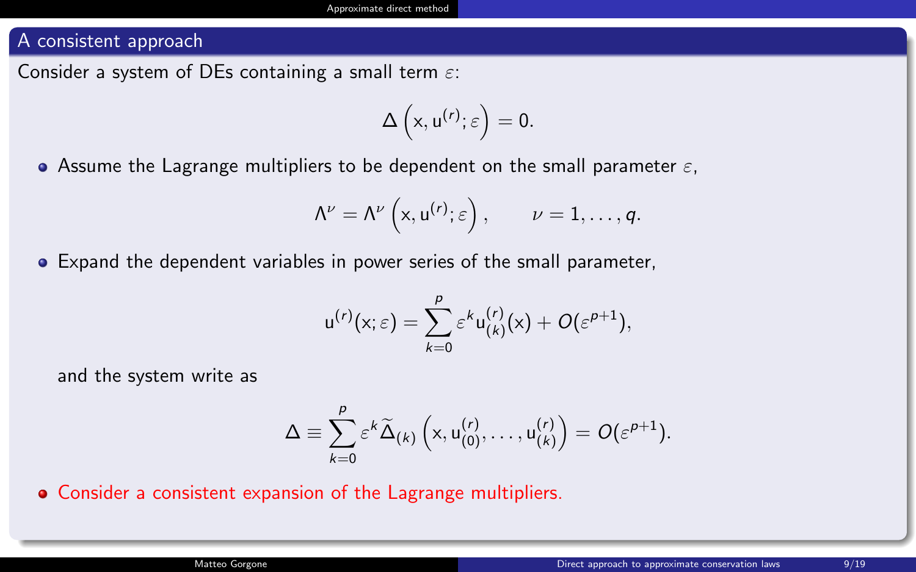## A consistent approach

Consider a system of DEs containing a small term $\varepsilon$:

$$\Delta\left(\mathrm{x}, \mathrm{u}^{(r)}; \varepsilon\right) = 0.$$

- Assume the Lagrange multipliers to be dependent on the small parameter $\varepsilon$,

$$\Lambda^{\nu} = \Lambda^{\nu}\left(\mathrm{x}, \mathrm{u}^{(r)}; \varepsilon\right), \qquad \nu = 1, \ldots, q.$$

- Expand the dependent variables in power series of the small parameter,

$$\mathrm{u}^{(r)}(\mathrm{x}; \varepsilon) = \sum_{k=0}^{p} \varepsilon^{k} \mathrm{u}_{(k)}^{(r)}(\mathrm{x}) + O(\varepsilon^{p+1}),$$

  and the system write as

$$\Delta \equiv \sum_{k=0}^{p} \varepsilon^{k} \widetilde{\Delta}_{(k)}\left(\mathrm{x}, \mathrm{u}_{(0)}^{(r)}, \ldots, \mathrm{u}_{(k)}^{(r)}\right) = O(\varepsilon^{p+1}).$$

- Consider a consistent expansion of the Lagrange multipliers.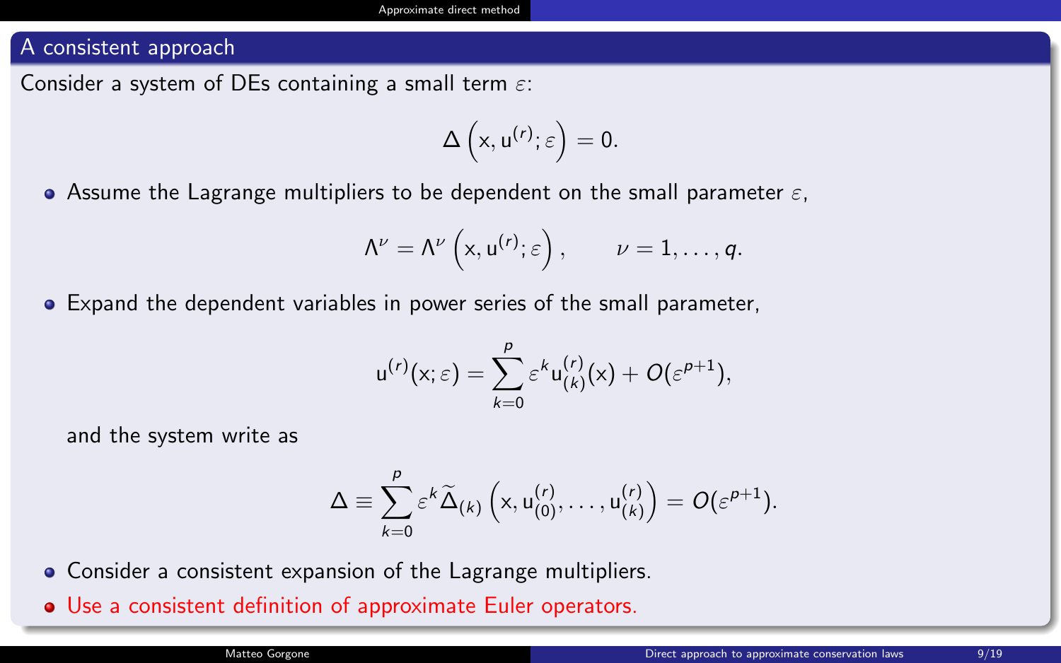## A consistent approach

Consider a system of DEs containing a small term $\varepsilon$:

$$\Delta\left(\mathrm{x}, \mathrm{u}^{(r)}; \varepsilon\right) = 0.$$

- Assume the Lagrange multipliers to be dependent on the small parameter $\varepsilon$,

$$\Lambda^\nu = \Lambda^\nu\left(\mathrm{x}, \mathrm{u}^{(r)}; \varepsilon\right), \qquad \nu = 1, \dots, q.$$

- Expand the dependent variables in power series of the small parameter,

$$\mathrm{u}^{(r)}(\mathrm{x}; \varepsilon) = \sum_{k=0}^{p} \varepsilon^k \mathrm{u}^{(r)}_{(k)}(\mathrm{x}) + O(\varepsilon^{p+1}),$$

  and the system write as

$$\Delta \equiv \sum_{k=0}^{p} \varepsilon^k \widetilde{\Delta}_{(k)}\left(\mathrm{x}, \mathrm{u}^{(r)}_{(0)}, \dots, \mathrm{u}^{(r)}_{(k)}\right) = O(\varepsilon^{p+1}).$$

- Consider a consistent expansion of the Lagrange multipliers.
- Use a consistent definition of approximate Euler operators.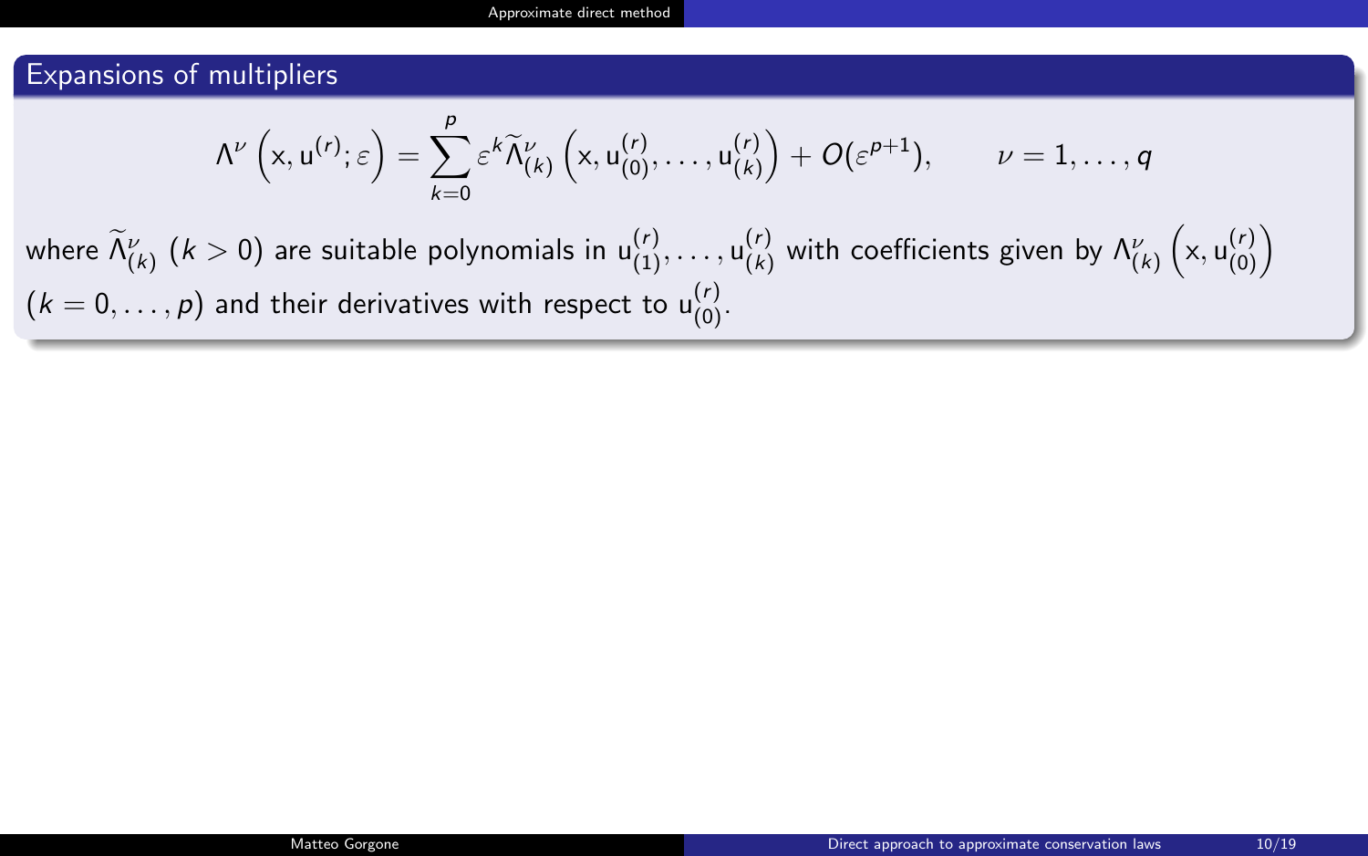## Expansions of multipliers

$$\Lambda^{\nu}\left(\mathrm{x}, \mathrm{u}^{(r)}; \varepsilon\right) = \sum_{k=0}^{p} \varepsilon^{k} \widetilde{\Lambda}^{\nu}_{(k)}\left(\mathrm{x}, \mathrm{u}^{(r)}_{(0)}, \dots, \mathrm{u}^{(r)}_{(k)}\right) + O(\varepsilon^{p+1}), \qquad \nu = 1, \dots, q$$

where $\widetilde{\Lambda}^{\nu}_{(k)}$ $(k > 0)$ are suitable polynomials in $\mathrm{u}^{(r)}_{(1)}, \dots, \mathrm{u}^{(r)}_{(k)}$ with coefficients given by $\Lambda^{\nu}_{(k)}\left(\mathrm{x}, \mathrm{u}^{(r)}_{(0)}\right)$ $(k = 0, \dots, p)$ and their derivatives with respect to $\mathrm{u}^{(r)}_{(0)}$.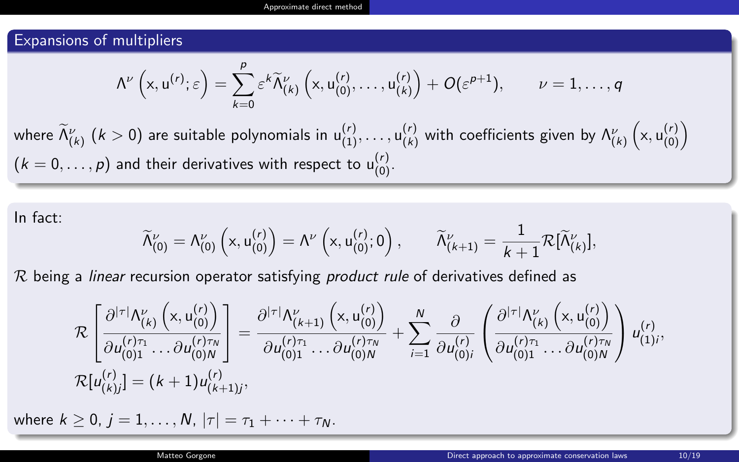## Expansions of multipliers

$$\Lambda^\nu\left(\mathrm{x}, \mathrm{u}^{(r)}; \varepsilon\right) = \sum_{k=0}^{p} \varepsilon^k \widetilde{\Lambda}^\nu_{(k)}\left(\mathrm{x}, \mathrm{u}^{(r)}_{(0)}, \dots, \mathrm{u}^{(r)}_{(k)}\right) + O(\varepsilon^{p+1}), \qquad \nu = 1, \dots, q$$

where $\widetilde{\Lambda}^\nu_{(k)}$ ($k > 0$) are suitable polynomials in $\mathrm{u}^{(r)}_{(1)}, \dots, \mathrm{u}^{(r)}_{(k)}$ with coefficients given by $\Lambda^\nu_{(k)}\left(\mathrm{x}, \mathrm{u}^{(r)}_{(0)}\right)$ ($k = 0, \dots, p$) and their derivatives with respect to $\mathrm{u}^{(r)}_{(0)}$.

In fact:

$$\widetilde{\Lambda}^\nu_{(0)} = \Lambda^\nu_{(0)}\left(\mathrm{x}, \mathrm{u}^{(r)}_{(0)}\right) = \Lambda^\nu\left(\mathrm{x}, \mathrm{u}^{(r)}_{(0)}; 0\right), \qquad \widetilde{\Lambda}^\nu_{(k+1)} = \frac{1}{k+1}\mathcal{R}[\widetilde{\Lambda}^\nu_{(k)}],$$

$\mathcal{R}$ being a *linear* recursion operator satisfying *product rule* of derivatives defined as

$$\mathcal{R}\left[\frac{\partial^{|\tau|}\Lambda^\nu_{(k)}\left(\mathrm{x}, \mathrm{u}^{(r)}_{(0)}\right)}{\partial u^{(r)\tau_1}_{(0)1} \dots \partial u^{(r)\tau_N}_{(0)N}}\right] = \frac{\partial^{|\tau|}\Lambda^\nu_{(k+1)}\left(\mathrm{x}, \mathrm{u}^{(r)}_{(0)}\right)}{\partial u^{(r)\tau_1}_{(0)1} \dots \partial u^{(r)\tau_N}_{(0)N}} + \sum_{i=1}^{N} \frac{\partial}{\partial u^{(r)}_{(0)i}}\left(\frac{\partial^{|\tau|}\Lambda^\nu_{(k)}\left(\mathrm{x}, \mathrm{u}^{(r)}_{(0)}\right)}{\partial u^{(r)\tau_1}_{(0)1} \dots \partial u^{(r)\tau_N}_{(0)N}}\right) u^{(r)}_{(1)i},$$

$$\mathcal{R}[u^{(r)}_{(k)j}] = (k+1)u^{(r)}_{(k+1)j},$$

where $k \geq 0$, $j = 1, \dots, N$, $|\tau| = \tau_1 + \dots + \tau_N$.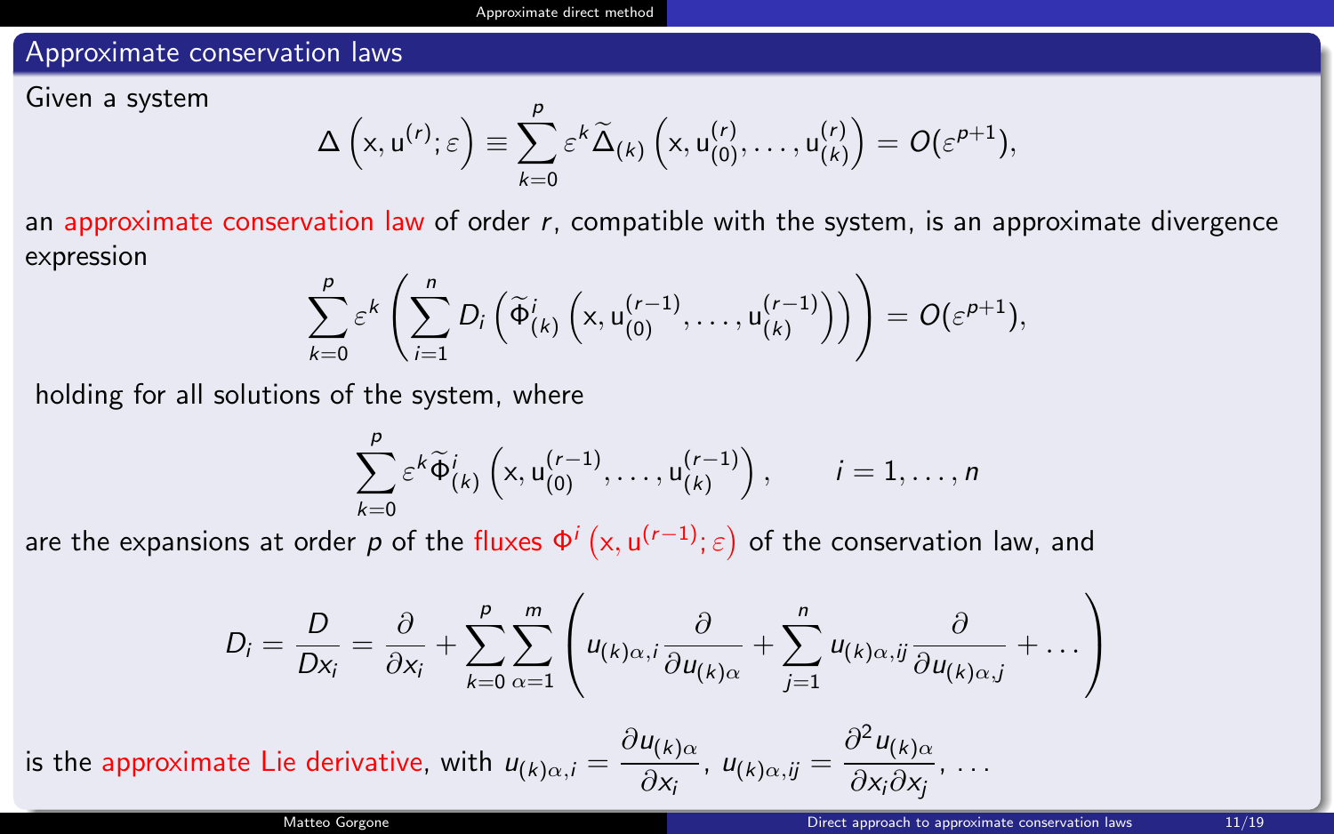## Approximate conservation laws

Given a system

$$\Delta\left(\mathrm{x}, \mathrm{u}^{(r)}; \varepsilon\right) \equiv \sum_{k=0}^{p} \varepsilon^k \widetilde{\Delta}_{(k)}\left(\mathrm{x}, \mathrm{u}_{(0)}^{(r)}, \ldots, \mathrm{u}_{(k)}^{(r)}\right) = O(\varepsilon^{p+1}),$$

an approximate conservation law of order $r$, compatible with the system, is an approximate divergence expression

$$\sum_{k=0}^{p} \varepsilon^k \left(\sum_{i=1}^{n} D_i\left(\widetilde{\Phi}_{(k)}^i\left(\mathrm{x}, \mathrm{u}_{(0)}^{(r-1)}, \ldots, \mathrm{u}_{(k)}^{(r-1)}\right)\right)\right) = O(\varepsilon^{p+1}),$$

holding for all solutions of the system, where

$$\sum_{k=0}^{p} \varepsilon^k \widetilde{\Phi}_{(k)}^i\left(\mathrm{x}, \mathrm{u}_{(0)}^{(r-1)}, \ldots, \mathrm{u}_{(k)}^{(r-1)}\right), \qquad i = 1, \ldots, n$$

are the expansions at order $p$ of the fluxes $\Phi^i\left(\mathrm{x}, \mathrm{u}^{(r-1)}; \varepsilon\right)$ of the conservation law, and

$$D_i = \frac{D}{Dx_i} = \frac{\partial}{\partial x_i} + \sum_{k=0}^{p}\sum_{\alpha=1}^{m}\left(u_{(k)\alpha,i}\frac{\partial}{\partial u_{(k)\alpha}} + \sum_{j=1}^{n} u_{(k)\alpha,ij}\frac{\partial}{\partial u_{(k)\alpha,j}} + \ldots\right)$$

is the approximate Lie derivative, with $u_{(k)\alpha,i} = \dfrac{\partial u_{(k)\alpha}}{\partial x_i}$, $u_{(k)\alpha,ij} = \dfrac{\partial^2 u_{(k)\alpha}}{\partial x_i \partial x_j}$, ...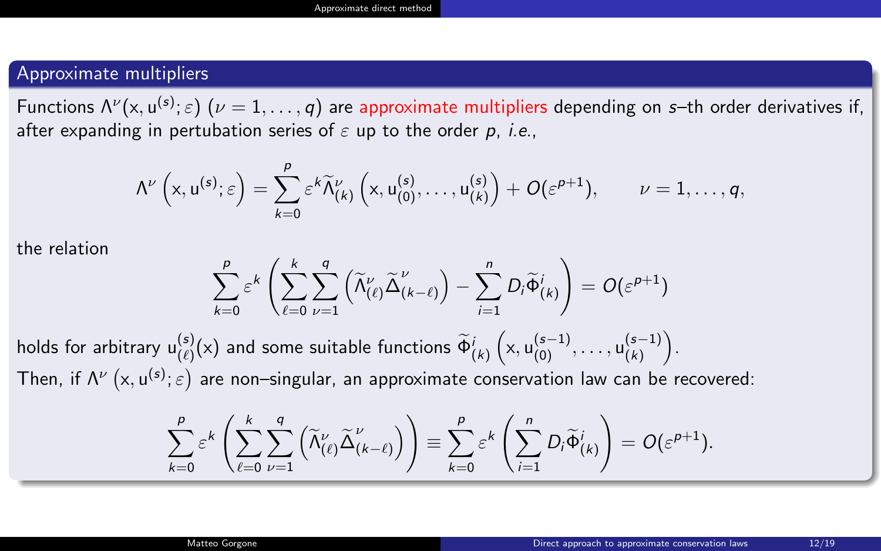## Approximate multipliers

Functions $\Lambda^\nu(\mathrm{x}, \mathrm{u}^{(s)}; \varepsilon)$ $(\nu = 1, \ldots, q)$ are approximate multipliers depending on $s$–th order derivatives if, after expanding in pertubation series of $\varepsilon$ up to the order $p$, *i.e.*,

$$\Lambda^\nu\left(\mathrm{x}, \mathrm{u}^{(s)}; \varepsilon\right) = \sum_{k=0}^{p} \varepsilon^k \widetilde{\Lambda}^\nu_{(k)}\left(\mathrm{x}, \mathrm{u}^{(s)}_{(0)}, \ldots, \mathrm{u}^{(s)}_{(k)}\right) + O(\varepsilon^{p+1}), \qquad \nu = 1, \ldots, q,$$

the relation

$$\sum_{k=0}^{p} \varepsilon^k \left( \sum_{\ell=0}^{k} \sum_{\nu=1}^{q} \left( \widetilde{\Lambda}^\nu_{(\ell)} \widetilde{\Delta}^\nu_{(k-\ell)} \right) - \sum_{i=1}^{n} D_i \widetilde{\Phi}^i_{(k)} \right) = O(\varepsilon^{p+1})$$

holds for arbitrary $\mathrm{u}^{(s)}_{(\ell)}(\mathrm{x})$ and some suitable functions $\widetilde{\Phi}^i_{(k)}\left(\mathrm{x}, \mathrm{u}^{(s-1)}_{(0)}, \ldots, \mathrm{u}^{(s-1)}_{(k)}\right)$.

Then, if $\Lambda^\nu\left(\mathrm{x}, \mathrm{u}^{(s)}; \varepsilon\right)$ are non–singular, an approximate conservation law can be recovered:

$$\sum_{k=0}^{p} \varepsilon^k \left( \sum_{\ell=0}^{k} \sum_{\nu=1}^{q} \left( \widetilde{\Lambda}^\nu_{(\ell)} \widetilde{\Delta}^\nu_{(k-\ell)} \right) \right) \equiv \sum_{k=0}^{p} \varepsilon^k \left( \sum_{i=1}^{n} D_i \widetilde{\Phi}^i_{(k)} \right) = O(\varepsilon^{p+1}).$$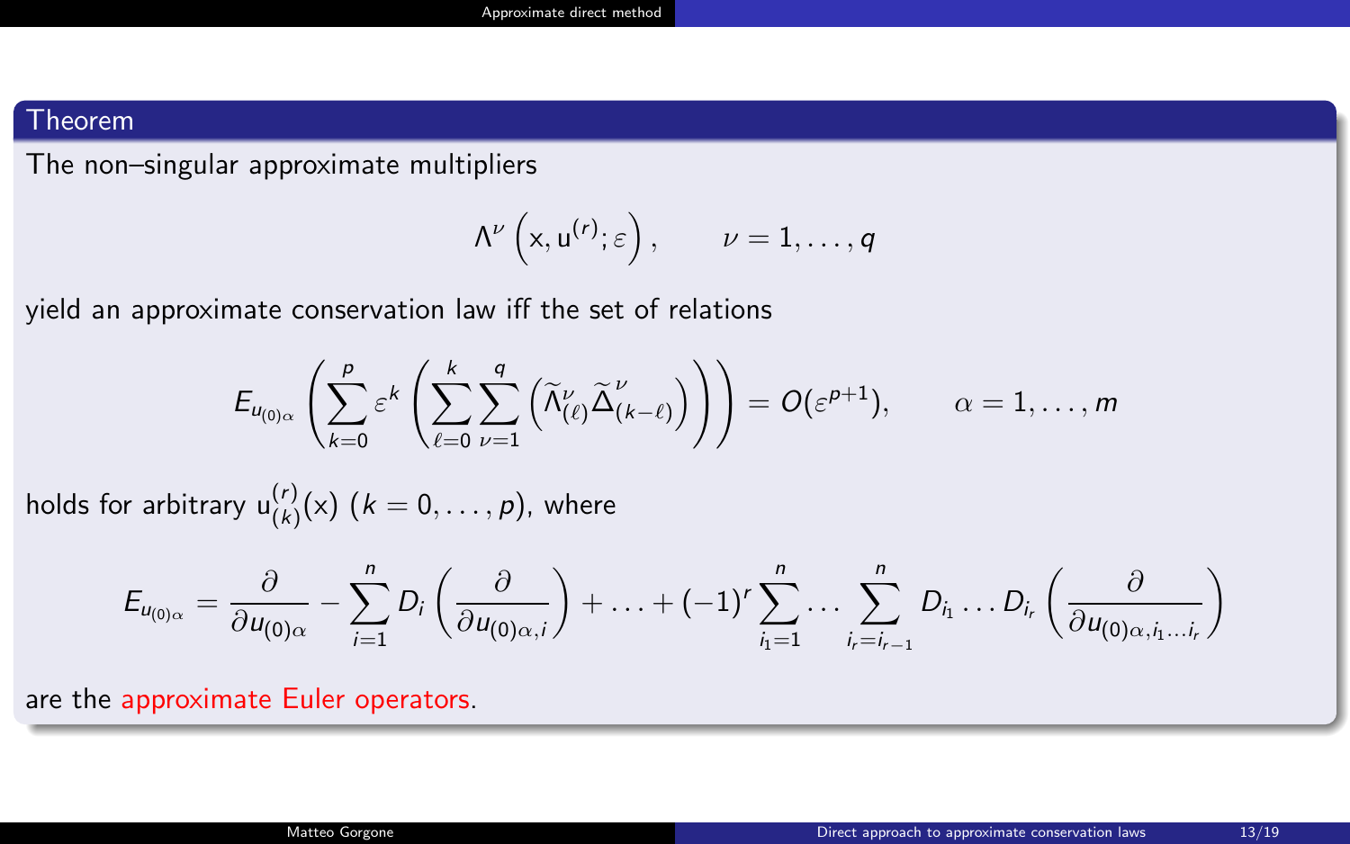## Theorem

The non–singular approximate multipliers

$$\Lambda^{\nu}\left(\mathrm{x}, \mathrm{u}^{(r)}; \varepsilon\right), \qquad \nu = 1, \ldots, q$$

yield an approximate conservation law iff the set of relations

$$E_{u_{(0)\alpha}}\left(\sum_{k=0}^{p} \varepsilon^k \left(\sum_{\ell=0}^{k} \sum_{\nu=1}^{q} \left(\widetilde{\Lambda}^{\nu}_{(\ell)} \widetilde{\Delta}^{\nu}_{(k-\ell)}\right)\right)\right) = O(\varepsilon^{p+1}), \qquad \alpha = 1, \ldots, m$$

holds for arbitrary $\mathrm{u}^{(r)}_{(k)}(\mathrm{x})$ ($k = 0, \ldots, p$), where

$$E_{u_{(0)\alpha}} = \frac{\partial}{\partial u_{(0)\alpha}} - \sum_{i=1}^{n} D_i \left(\frac{\partial}{\partial u_{(0)\alpha,i}}\right) + \ldots + (-1)^r \sum_{i_1=1}^{n} \ldots \sum_{i_r=i_{r-1}}^{n} D_{i_1} \ldots D_{i_r}\left(\frac{\partial}{\partial u_{(0)\alpha, i_1 \ldots i_r}}\right)$$

are the approximate Euler operators.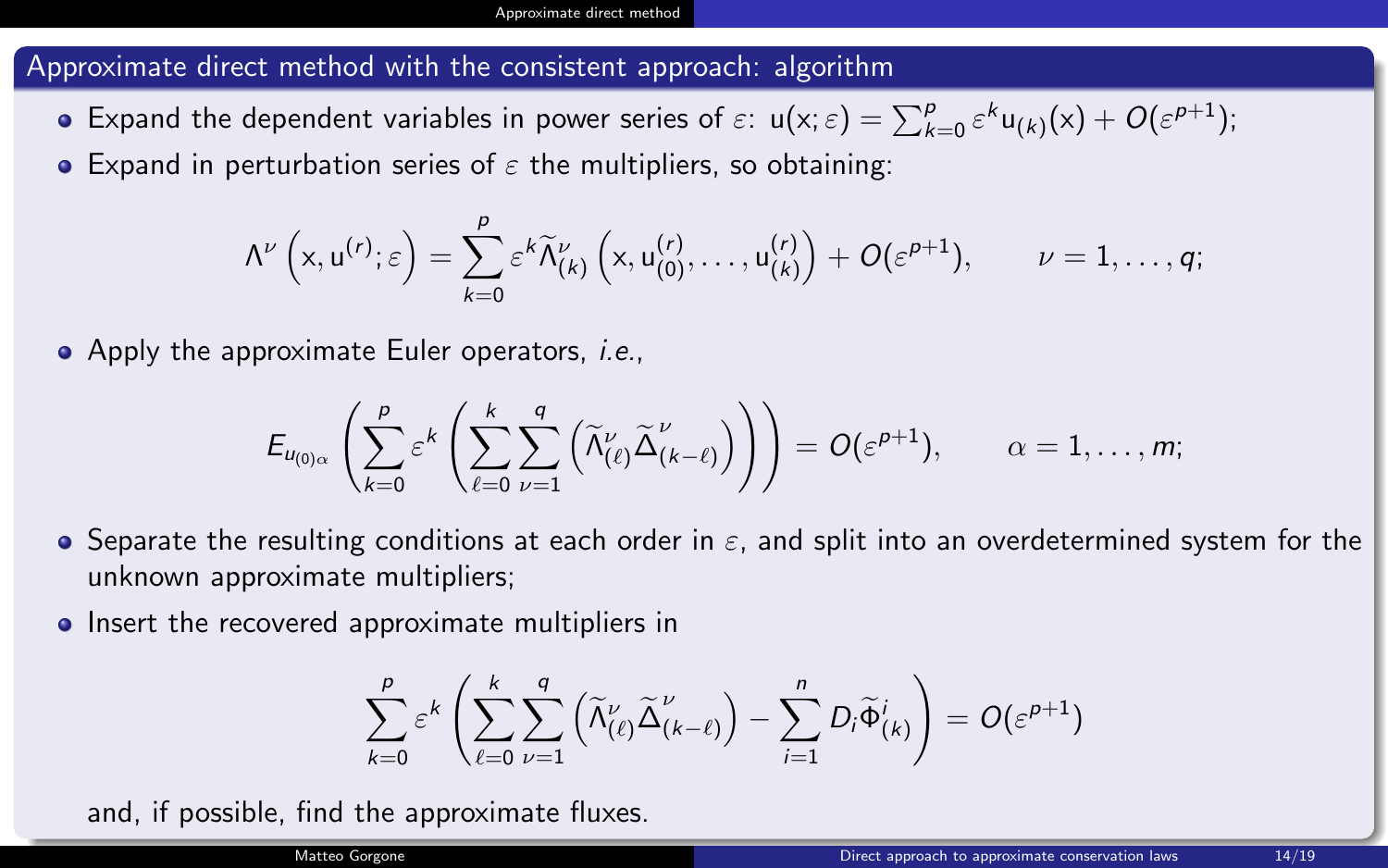## Approximate direct method with the consistent approach: algorithm

- Expand the dependent variables in power series of $\varepsilon$: $\mathrm{u}(\mathrm{x};\varepsilon) = \sum_{k=0}^{p} \varepsilon^k \mathrm{u}_{(k)}(\mathrm{x}) + O(\varepsilon^{p+1})$;
- Expand in perturbation series of $\varepsilon$ the multipliers, so obtaining:

$$\Lambda^\nu\left(\mathrm{x}, \mathrm{u}^{(r)}; \varepsilon\right) = \sum_{k=0}^{p} \varepsilon^k \widetilde{\Lambda}^\nu_{(k)}\left(\mathrm{x}, \mathrm{u}^{(r)}_{(0)}, \dots, \mathrm{u}^{(r)}_{(k)}\right) + O(\varepsilon^{p+1}), \qquad \nu = 1, \dots, q;$$

- Apply the approximate Euler operators, *i.e.*,

$$E_{u_{(0)\alpha}}\left(\sum_{k=0}^{p} \varepsilon^k \left(\sum_{\ell=0}^{k} \sum_{\nu=1}^{q} \left(\widetilde{\Lambda}^\nu_{(\ell)} \widetilde{\Delta}^\nu_{(k-\ell)}\right)\right)\right) = O(\varepsilon^{p+1}), \qquad \alpha = 1, \dots, m;$$

- Separate the resulting conditions at each order in $\varepsilon$, and split into an overdetermined system for the unknown approximate multipliers;
- Insert the recovered approximate multipliers in

$$\sum_{k=0}^{p} \varepsilon^k \left(\sum_{\ell=0}^{k} \sum_{\nu=1}^{q} \left(\widetilde{\Lambda}^\nu_{(\ell)} \widetilde{\Delta}^\nu_{(k-\ell)}\right) - \sum_{i=1}^{n} D_i \widetilde{\Phi}^i_{(k)}\right) = O(\varepsilon^{p+1})$$

and, if possible, find the approximate fluxes.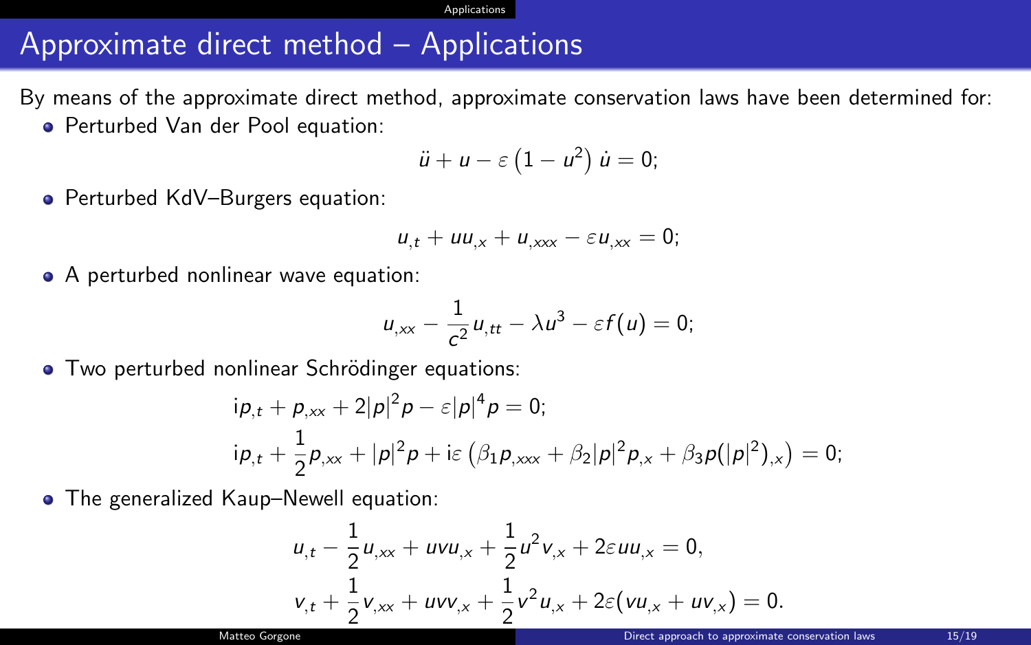# Approximate direct method – Applications

By means of the approximate direct method, approximate conservation laws have been determined for:

- Perturbed Van der Pool equation:

$$\ddot{u} + u - \varepsilon\left(1 - u^2\right)\dot{u} = 0;$$

- Perturbed KdV–Burgers equation:

$$u_{,t} + uu_{,x} + u_{,xxx} - \varepsilon u_{,xx} = 0;$$

- A perturbed nonlinear wave equation:

$$u_{,xx} - \frac{1}{c^2}u_{,tt} - \lambda u^3 - \varepsilon f(u) = 0;$$

- Two perturbed nonlinear Schrödinger equations:

$$\begin{aligned}
&\mathrm{i}p_{,t} + p_{,xx} + 2|p|^2 p - \varepsilon |p|^4 p = 0;\\
&\mathrm{i}p_{,t} + \frac{1}{2}p_{,xx} + |p|^2 p + \mathrm{i}\varepsilon\left(\beta_1 p_{,xxx} + \beta_2 |p|^2 p_{,x} + \beta_3 p(|p|^2)_{,x}\right) = 0;
\end{aligned}$$

- The generalized Kaup–Newell equation:

$$\begin{aligned}
&u_{,t} - \frac{1}{2}u_{,xx} + uvu_{,x} + \frac{1}{2}u^2 v_{,x} + 2\varepsilon uu_{,x} = 0,\\
&v_{,t} + \frac{1}{2}v_{,xx} + uvv_{,x} + \frac{1}{2}v^2 u_{,x} + 2\varepsilon(vu_{,x} + uv_{,x}) = 0.
\end{aligned}$$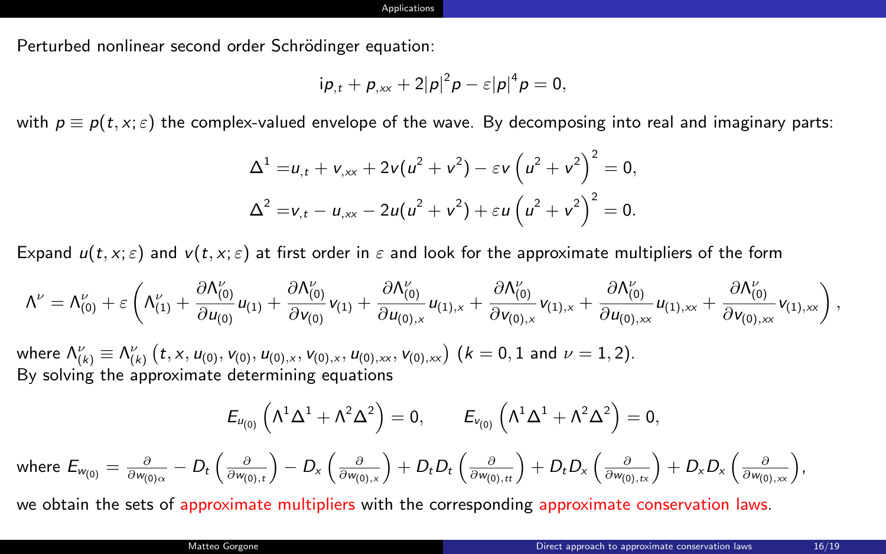Perturbed nonlinear second order Schrödinger equation:

$$\mathrm{i}p_{,t} + p_{,xx} + 2|p|^2 p - \varepsilon |p|^4 p = 0,$$

with $p \equiv p(t, x; \varepsilon)$ the complex-valued envelope of the wave. By decomposing into real and imaginary parts:

$$\begin{aligned}
\Delta^1 &= u_{,t} + v_{,xx} + 2v(u^2 + v^2) - \varepsilon v \left(u^2 + v^2\right)^2 = 0,\\
\Delta^2 &= v_{,t} - u_{,xx} - 2u(u^2 + v^2) + \varepsilon u \left(u^2 + v^2\right)^2 = 0.
\end{aligned}$$

Expand $u(t, x; \varepsilon)$ and $v(t, x; \varepsilon)$ at first order in $\varepsilon$ and look for the approximate multipliers of the form

$$\Lambda^\nu = \Lambda^\nu_{(0)} + \varepsilon \left( \Lambda^\nu_{(1)} + \frac{\partial \Lambda^\nu_{(0)}}{\partial u_{(0)}} u_{(1)} + \frac{\partial \Lambda^\nu_{(0)}}{\partial v_{(0)}} v_{(1)} + \frac{\partial \Lambda^\nu_{(0)}}{\partial u_{(0),x}} u_{(1),x} + \frac{\partial \Lambda^\nu_{(0)}}{\partial v_{(0),x}} v_{(1),x} + \frac{\partial \Lambda^\nu_{(0)}}{\partial u_{(0),xx}} u_{(1),xx} + \frac{\partial \Lambda^\nu_{(0)}}{\partial v_{(0),xx}} v_{(1),xx} \right),$$

where $\Lambda^\nu_{(k)} \equiv \Lambda^\nu_{(k)}\left(t, x, u_{(0)}, v_{(0)}, u_{(0),x}, v_{(0),x}, u_{(0),xx}, v_{(0),xx}\right)$ ($k = 0, 1$ and $\nu = 1, 2$).
By solving the approximate determining equations

$$E_{u_{(0)}}\left(\Lambda^1 \Delta^1 + \Lambda^2 \Delta^2\right) = 0, \qquad E_{v_{(0)}}\left(\Lambda^1 \Delta^1 + \Lambda^2 \Delta^2\right) = 0,$$

where $E_{w_{(0)}} = \frac{\partial}{\partial w_{(0)\alpha}} - D_t\left(\frac{\partial}{\partial w_{(0),t}}\right) - D_x\left(\frac{\partial}{\partial w_{(0),x}}\right) + D_t D_t\left(\frac{\partial}{\partial w_{(0),tt}}\right) + D_t D_x\left(\frac{\partial}{\partial w_{(0),tx}}\right) + D_x D_x\left(\frac{\partial}{\partial w_{(0),xx}}\right)$,

we obtain the sets of approximate multipliers with the corresponding approximate conservation laws.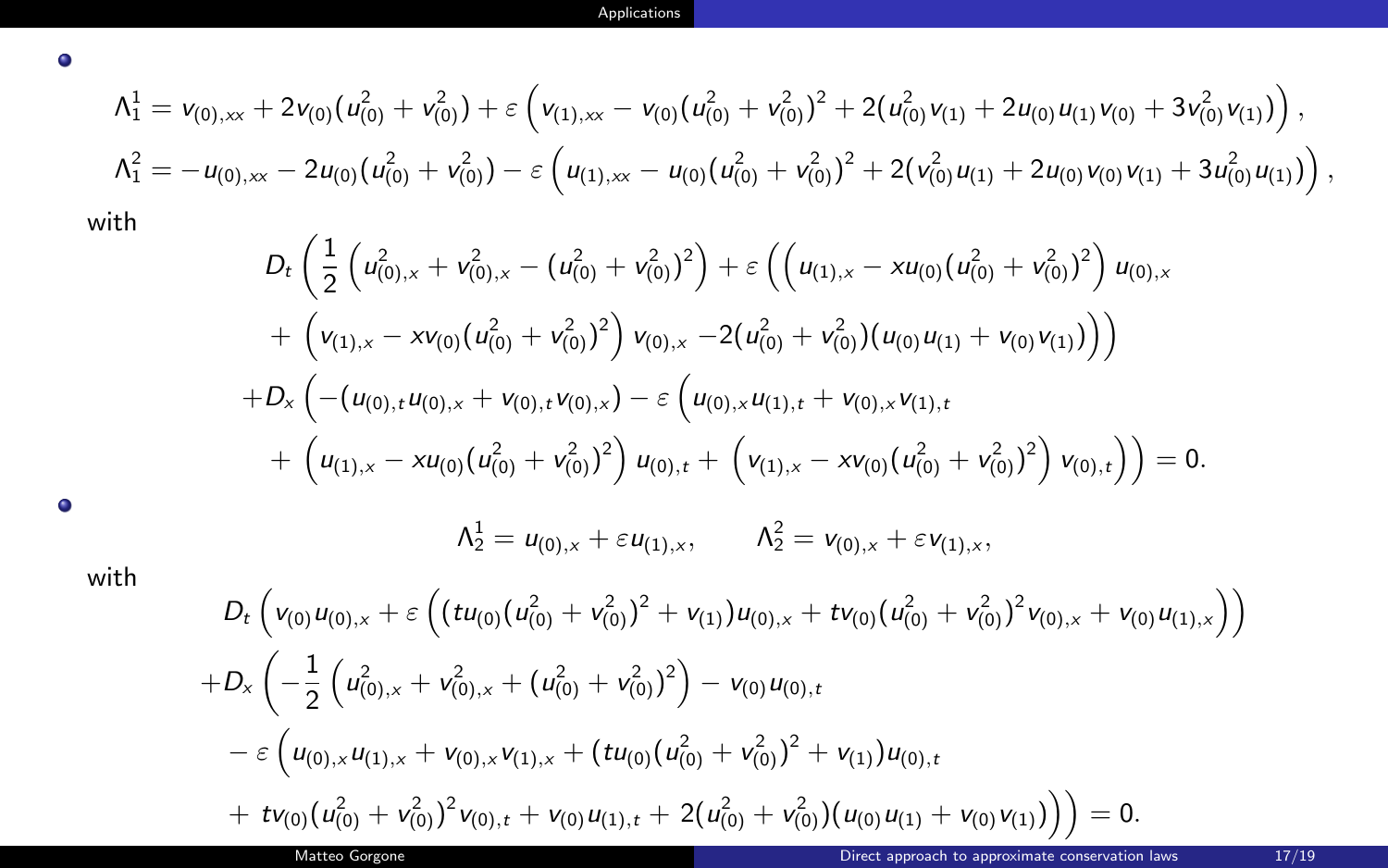- $$\Lambda_1^1 = v_{(0),xx} + 2v_{(0)}(u_{(0)}^2 + v_{(0)}^2) + \varepsilon\left(v_{(1),xx} - v_{(0)}(u_{(0)}^2 + v_{(0)}^2)^2 + 2(u_{(0)}^2 v_{(1)} + 2u_{(0)}u_{(1)}v_{(0)} + 3v_{(0)}^2 v_{(1)})\right),$$
$$\Lambda_1^2 = -u_{(0),xx} - 2u_{(0)}(u_{(0)}^2 + v_{(0)}^2) - \varepsilon\left(u_{(1),xx} - u_{(0)}(u_{(0)}^2 + v_{(0)}^2)^2 + 2(v_{(0)}^2 u_{(1)} + 2u_{(0)}v_{(0)}v_{(1)} + 3u_{(0)}^2 u_{(1)})\right),$$

with

$$\begin{aligned}
&D_t\left(\frac{1}{2}\left(u_{(0),x}^2 + v_{(0),x}^2 - (u_{(0)}^2 + v_{(0)}^2)^2\right) + \varepsilon\left(\left(u_{(1),x} - xu_{(0)}(u_{(0)}^2 + v_{(0)}^2)^2\right)u_{(0),x}\right.\right.\\
&\qquad \left.\left. + \left(v_{(1),x} - xv_{(0)}(u_{(0)}^2 + v_{(0)}^2)^2\right)v_{(0),x} - 2(u_{(0)}^2 + v_{(0)}^2)(u_{(0)}u_{(1)} + v_{(0)}v_{(1)})\right)\right)\\
&+D_x\left(-(u_{(0),t}u_{(0),x} + v_{(0),t}v_{(0),x}) - \varepsilon\left(u_{(0),x}u_{(1),t} + v_{(0),x}v_{(1),t}\right.\right.\\
&\qquad \left.\left. + \left(u_{(1),x} - xu_{(0)}(u_{(0)}^2 + v_{(0)}^2)^2\right)u_{(0),t} + \left(v_{(1),x} - xv_{(0)}(u_{(0)}^2 + v_{(0)}^2)^2\right)v_{(0),t}\right)\right) = 0.
\end{aligned}$$

- $$\Lambda_2^1 = u_{(0),x} + \varepsilon u_{(1),x}, \qquad \Lambda_2^2 = v_{(0),x} + \varepsilon v_{(1),x},$$

with

$$\begin{aligned}
&D_t\left(v_{(0)}u_{(0),x} + \varepsilon\left((tu_{(0)}(u_{(0)}^2 + v_{(0)}^2)^2 + v_{(1)})u_{(0),x} + tv_{(0)}(u_{(0)}^2 + v_{(0)}^2)^2 v_{(0),x} + v_{(0)}u_{(1),x}\right)\right)\\
&+D_x\left(-\frac{1}{2}\left(u_{(0),x}^2 + v_{(0),x}^2 + (u_{(0)}^2 + v_{(0)}^2)^2\right) - v_{(0)}u_{(0),t}\right.\\
&\qquad - \varepsilon\left(u_{(0),x}u_{(1),x} + v_{(0),x}v_{(1),x} + (tu_{(0)}(u_{(0)}^2 + v_{(0)}^2)^2 + v_{(1)})u_{(0),t}\right.\\
&\qquad \left.\left. + tv_{(0)}(u_{(0)}^2 + v_{(0)}^2)^2 v_{(0),t} + v_{(0)}u_{(1),t} + 2(u_{(0)}^2 + v_{(0)}^2)(u_{(0)}u_{(1)} + v_{(0)}v_{(1)})\right)\right) = 0.
\end{aligned}$$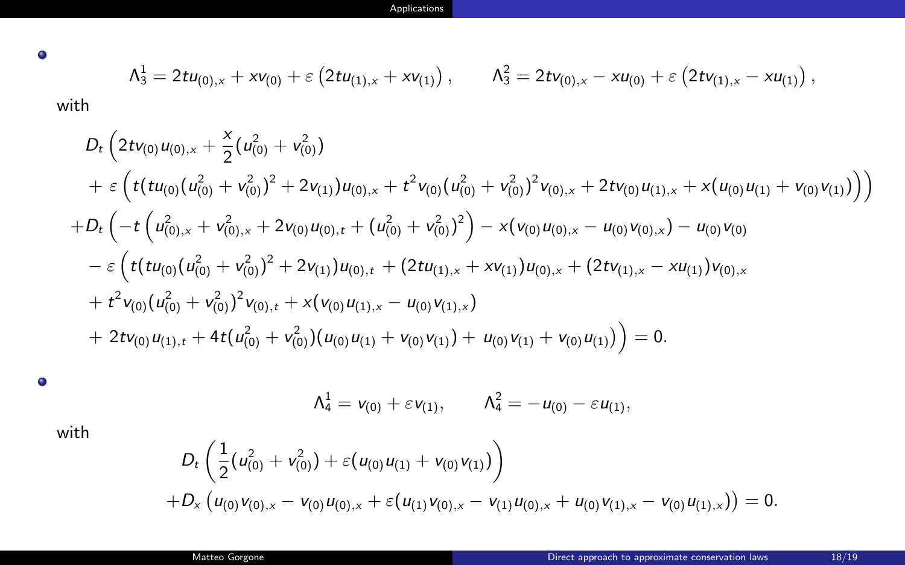- $$\Lambda_3^1 = 2tu_{(0),x} + xv_{(0)} + \varepsilon\left(2tu_{(1),x} + xv_{(1)}\right), \qquad \Lambda_3^2 = 2tv_{(0),x} - xu_{(0)} + \varepsilon\left(2tv_{(1),x} - xu_{(1)}\right),$$

with

$$
\begin{aligned}
& D_t\Big(2tv_{(0)}u_{(0),x} + \frac{x}{2}(u_{(0)}^2 + v_{(0)}^2) \\
& \quad + \varepsilon\Big(t(tu_{(0)}(u_{(0)}^2 + v_{(0)}^2)^2 + 2v_{(1)})u_{(0),x} + t^2 v_{(0)}(u_{(0)}^2 + v_{(0)}^2)^2 v_{(0),x} + 2tv_{(0)}u_{(1),x} + x(u_{(0)}u_{(1)} + v_{(0)}v_{(1)})\Big)\Big) \\
& + D_t\Big(-t\left(u_{(0),x}^2 + v_{(0),x}^2 + 2v_{(0)}u_{(0),t} + (u_{(0)}^2 + v_{(0)}^2)^2\right) - x(v_{(0)}u_{(0),x} - u_{(0)}v_{(0),x}) - u_{(0)}v_{(0)} \\
& \quad - \varepsilon\Big(t(tu_{(0)}(u_{(0)}^2 + v_{(0)}^2)^2 + 2v_{(1)})u_{(0),t} + (2tu_{(1),x} + xv_{(1)})u_{(0),x} + (2tv_{(1),x} - xu_{(1)})v_{(0),x} \\
& \quad + t^2 v_{(0)}(u_{(0)}^2 + v_{(0)}^2)^2 v_{(0),t} + x(v_{(0)}u_{(1),x} - u_{(0)}v_{(1),x}) \\
& \quad + 2tv_{(0)}u_{(1),t} + 4t(u_{(0)}^2 + v_{(0)}^2)(u_{(0)}u_{(1)} + v_{(0)}v_{(1)}) + u_{(0)}v_{(1)} + v_{(0)}u_{(1)}\Big)\Big) = 0.
\end{aligned}
$$

- $$\Lambda_4^1 = v_{(0)} + \varepsilon v_{(1)}, \qquad \Lambda_4^2 = -u_{(0)} - \varepsilon u_{(1)},$$

with

$$
\begin{aligned}
& D_t\left(\frac{1}{2}(u_{(0)}^2 + v_{(0)}^2) + \varepsilon(u_{(0)}u_{(1)} + v_{(0)}v_{(1)})\right) \\
& + D_x\left(u_{(0)}v_{(0),x} - v_{(0)}u_{(0),x} + \varepsilon(u_{(1)}v_{(0),x} - v_{(1)}u_{(0),x} + u_{(0)}v_{(1),x} - v_{(0)}u_{(1),x})\right) = 0.
\end{aligned}
$$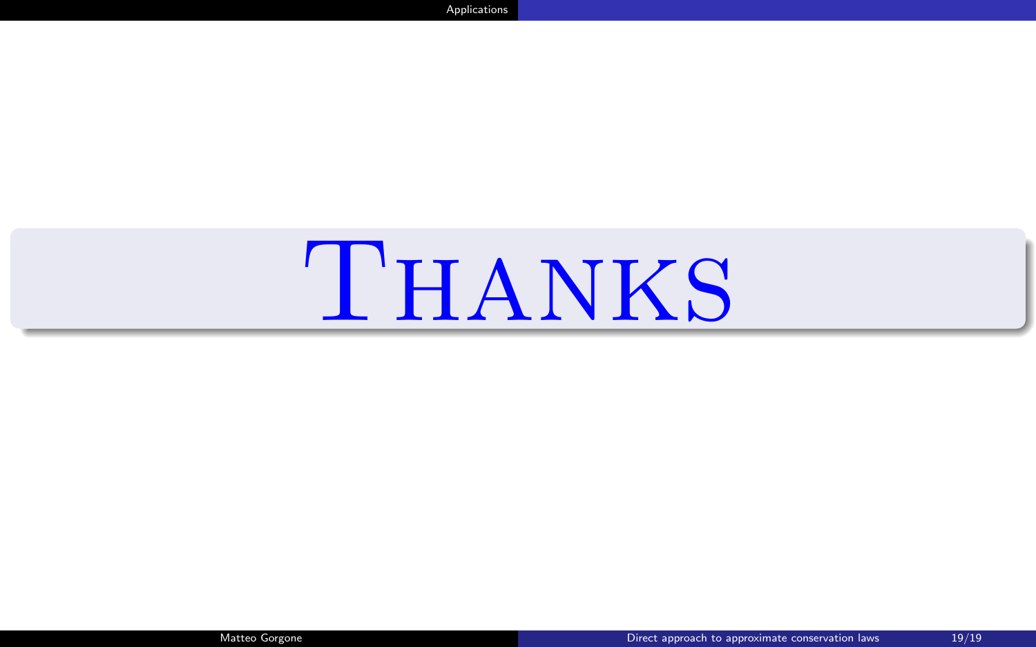# Thanks